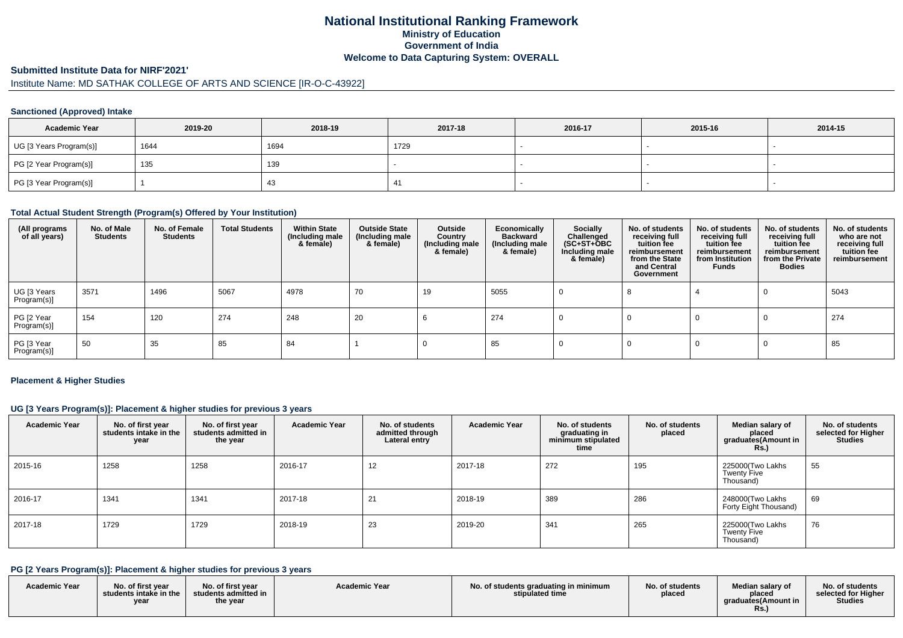# National Institutional Ranking Framework
## Ministry of Education
## Government of India
## Welcome to Data Capturing System: OVERALL

**Submitted Institute Data for NIRF'2021'**

Institute Name: MD SATHAK COLLEGE OF ARTS AND SCIENCE [IR-O-C-43922]

### Sanctioned (Approved) Intake

| Academic Year | 2019-20 | 2018-19 | 2017-18 | 2016-17 | 2015-16 | 2014-15 |
|---|---|---|---|---|---|---|
| UG [3 Years Program(s)] | 1644 | 1694 | 1729 | - | - | - |
| PG [2 Year Program(s)] | 135 | 139 | - | - | - | - |
| PG [3 Year Program(s)] | 1 | 43 | 41 | - | - | - |

### Total Actual Student Strength (Program(s) Offered by Your Institution)

| (All programs of all years) | No. of Male Students | No. of Female Students | Total Students | Within State (Including male & female) | Outside State (Including male & female) | Outside Country (Including male & female) | Economically Backward (Including male & female) | Socially Challenged (SC+ST+OBC Including male & female) | No. of students receiving full tuition fee reimbursement from the State and Central Government | No. of students receiving full tuition fee reimbursement from Institution Funds | No. of students receiving full tuition fee reimbursement from the Private Bodies | No. of students who are not receiving full tuition fee reimbursement |
|---|---|---|---|---|---|---|---|---|---|---|---|---|
| UG [3 Years Program(s)] | 3571 | 1496 | 5067 | 4978 | 70 | 19 | 5055 | 0 | 8 | 4 | 0 | 5043 |
| PG [2 Year Program(s)] | 154 | 120 | 274 | 248 | 20 | 6 | 274 | 0 | 0 | 0 | 0 | 274 |
| PG [3 Year Program(s)] | 50 | 35 | 85 | 84 | 1 | 0 | 85 | 0 | 0 | 0 | 0 | 85 |

### Placement & Higher Studies

#### UG [3 Years Program(s)]: Placement & higher studies for previous 3 years

| Academic Year | No. of first year students intake in the year | No. of first year students admitted in the year | Academic Year | No. of students admitted through Lateral entry | Academic Year | No. of students graduating in minimum stipulated time | No. of students placed | Median salary of placed graduates(Amount in Rs.) | No. of students selected for Higher Studies |
|---|---|---|---|---|---|---|---|---|---|
| 2015-16 | 1258 | 1258 | 2016-17 | 12 | 2017-18 | 272 | 195 | 225000(Two Lakhs Twenty Five Thousand) | 55 |
| 2016-17 | 1341 | 1341 | 2017-18 | 21 | 2018-19 | 389 | 286 | 248000(Two Lakhs Forty Eight Thousand) | 69 |
| 2017-18 | 1729 | 1729 | 2018-19 | 23 | 2019-20 | 341 | 265 | 225000(Two Lakhs Twenty Five Thousand) | 76 |

#### PG [2 Years Program(s)]: Placement & higher studies for previous 3 years

| Academic Year | No. of first year students intake in the year | No. of first year students admitted in the year | Academic Year | No. of students graduating in minimum stipulated time | No. of students placed | Median salary of placed graduates(Amount in Rs.) | No. of students selected for Higher Studies |
|---|---|---|---|---|---|---|---|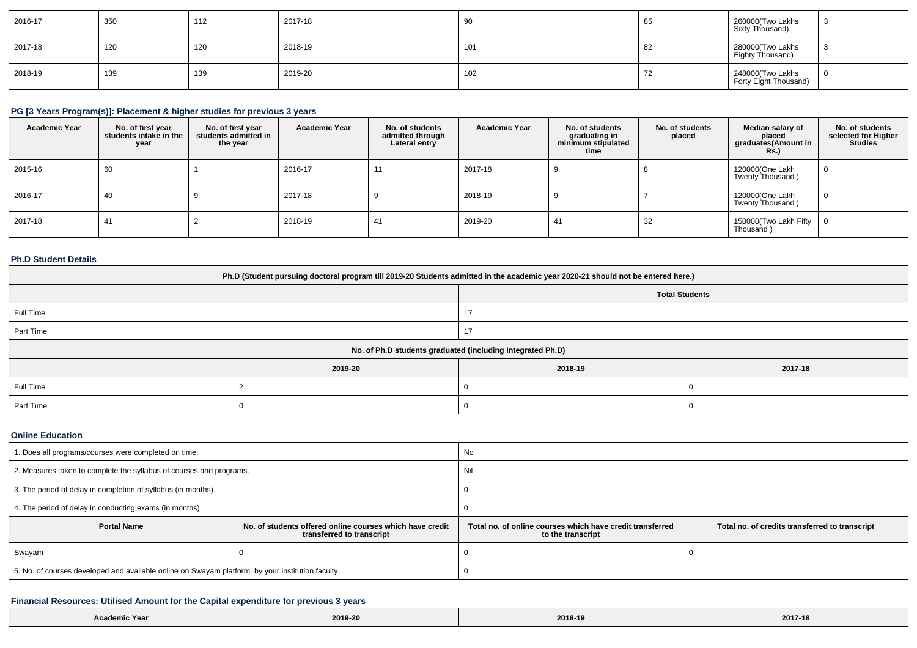| 2016-17 | 350 | 112 | 2017-18 | 90 | 85 | 260000(Two Lakhs Sixty Thousand) | 3 |
|---|---|---|---|---|---|---|---|
| 2017-18 | 120 | 120 | 2018-19 | 101 | 82 | 280000(Two Lakhs Eighty Thousand) | 3 |
| 2018-19 | 139 | 139 | 2019-20 | 102 | 72 | 248000(Two Lakhs Forty Eight Thousand) | 0 |

### PG [3 Years Program(s)]: Placement & higher studies for previous 3 years

| Academic Year | No. of first year students intake in the year | No. of first year students admitted in the year | Academic Year | No. of students admitted through Lateral entry | Academic Year | No. of students graduating in minimum stipulated time | No. of students placed | Median salary of placed graduates(Amount in Rs.) | No. of students selected for Higher Studies |
|---|---|---|---|---|---|---|---|---|---|
| 2015-16 | 60 | 1 | 2016-17 | 11 | 2017-18 | 9 | 8 | 120000(One Lakh Twenty Thousand ) | 0 |
| 2016-17 | 40 | 9 | 2017-18 | 9 | 2018-19 | 9 | 7 | 120000(One Lakh Twenty Thousand ) | 0 |
| 2017-18 | 41 | 2 | 2018-19 | 41 | 2019-20 | 41 | 32 | 150000(Two Lakh Fifty Thousand ) | 0 |

### Ph.D Student Details

| Ph.D (Student pursuing doctoral program till 2019-20 Students admitted in the academic year 2020-21 should not be entered here.) | | | |
|---|---|---|---|
| | Total Students | | |
| Full Time | 17 | | |
| Part Time | 17 | | |
| No. of Ph.D students graduated (including Integrated Ph.D) | | | |
| | 2019-20 | 2018-19 | 2017-18 |
| Full Time | 2 | 0 | 0 |
| Part Time | 0 | 0 | 0 |

### Online Education

| 1. Does all programs/courses were completed on time. | | No | |
|---|---|---|---|
| 2. Measures taken to complete the syllabus of courses and programs. | | Nil | |
| 3. The period of delay in completion of syllabus (in months). | | 0 | |
| 4. The period of delay in conducting exams (in months). | | 0 | |
| **Portal Name** | **No. of students offered online courses which have credit transferred to transcript** | **Total no. of online courses which have credit transferred to the transcript** | **Total no. of credits transferred to transcript** |
| Swayam | 0 | 0 | 0 |
| 5. No. of courses developed and available online on Swayam platform by your institution faculty | | 0 | |

### Financial Resources: Utilised Amount for the Capital expenditure for previous 3 years

| Academic Year | 2019-20 | 2018-19 | 2017-18 |
|---|---|---|---|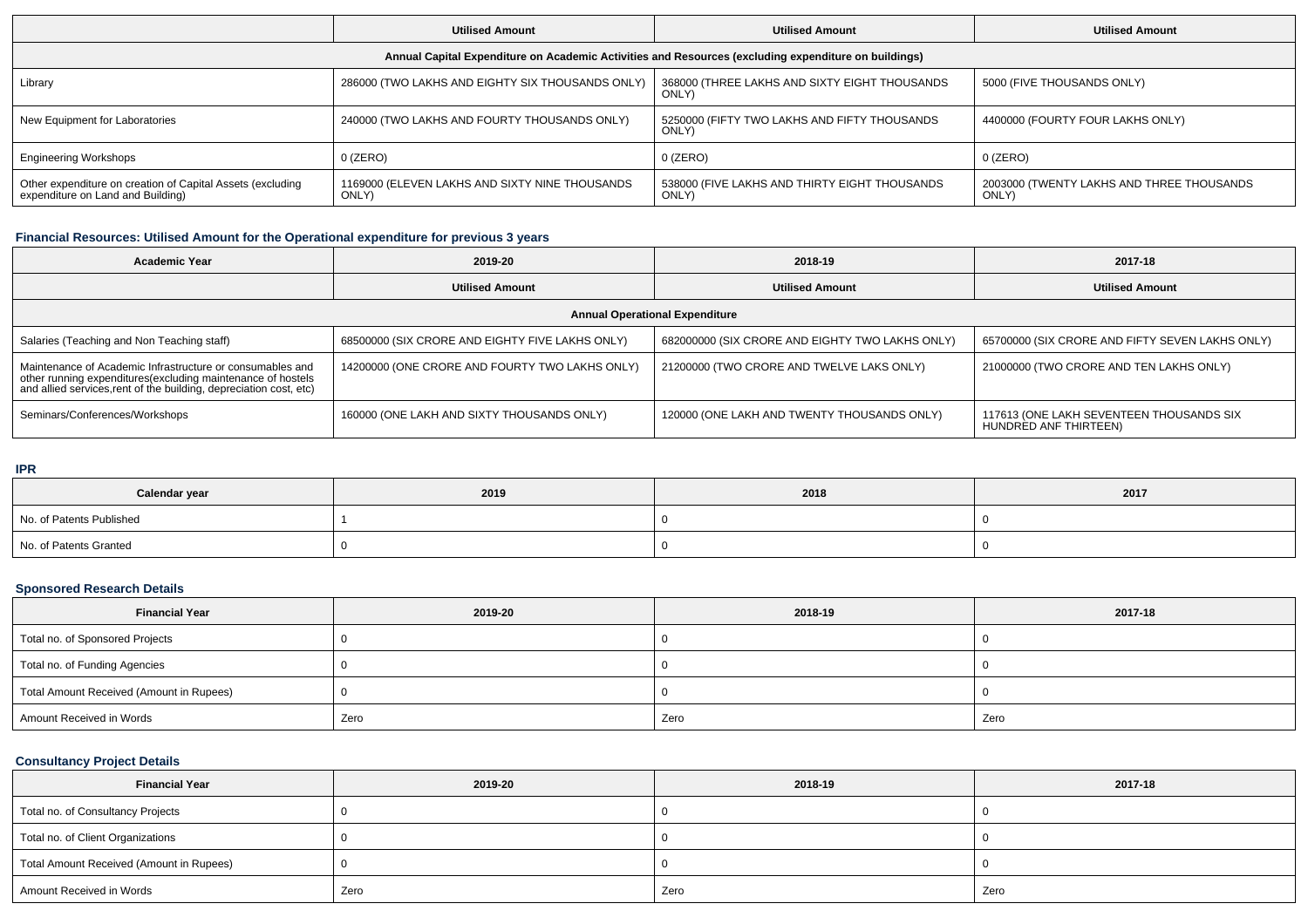| | Utilised Amount | Utilised Amount | Utilised Amount |
|---|---|---|---|
| Annual Capital Expenditure on Academic Activities and Resources (excluding expenditure on buildings) | | | |
| Library | 286000 (TWO LAKHS AND EIGHTY SIX THOUSANDS ONLY) | 368000 (THREE LAKHS AND SIXTY EIGHT THOUSANDS ONLY) | 5000 (FIVE THOUSANDS ONLY) |
| New Equipment for Laboratories | 240000 (TWO LAKHS AND FOURTY THOUSANDS ONLY) | 5250000 (FIFTY TWO LAKHS AND FIFTY THOUSANDS ONLY) | 4400000 (FOURTY FOUR LAKHS ONLY) |
| Engineering Workshops | 0 (ZERO) | 0 (ZERO) | 0 (ZERO) |
| Other expenditure on creation of Capital Assets (excluding expenditure on Land and Building) | 1169000 (ELEVEN LAKHS AND SIXTY NINE THOUSANDS ONLY) | 538000 (FIVE LAKHS AND THIRTY EIGHT THOUSANDS ONLY) | 2003000 (TWENTY LAKHS AND THREE THOUSANDS ONLY) |

### Financial Resources: Utilised Amount for the Operational expenditure for previous 3 years

| Academic Year | 2019-20 | 2018-19 | 2017-18 |
|---|---|---|---|
| | Utilised Amount | Utilised Amount | Utilised Amount |
| Annual Operational Expenditure | | | |
| Salaries (Teaching and Non Teaching staff) | 68500000 (SIX CRORE AND EIGHTY FIVE LAKHS ONLY) | 682000000 (SIX CRORE AND EIGHTY TWO LAKHS ONLY) | 65700000 (SIX CRORE AND FIFTY SEVEN LAKHS ONLY) |
| Maintenance of Academic Infrastructure or consumables and other running expenditures(excluding maintenance of hostels and allied services,rent of the building, depreciation cost, etc) | 14200000 (ONE CRORE AND FOURTY TWO LAKHS ONLY) | 21200000 (TWO CRORE AND TWELVE LAKS ONLY) | 21000000 (TWO CRORE AND TEN LAKHS ONLY) |
| Seminars/Conferences/Workshops | 160000 (ONE LAKH AND SIXTY THOUSANDS ONLY) | 120000 (ONE LAKH AND TWENTY THOUSANDS ONLY) | 117613 (ONE LAKH SEVENTEEN THOUSANDS SIX HUNDRED ANF THIRTEEN) |

### IPR

| Calendar year | 2019 | 2018 | 2017 |
|---|---|---|---|
| No. of Patents Published | 1 | 0 | 0 |
| No. of Patents Granted | 0 | 0 | 0 |

### Sponsored Research Details

| Financial Year | 2019-20 | 2018-19 | 2017-18 |
|---|---|---|---|
| Total no. of Sponsored Projects | 0 | 0 | 0 |
| Total no. of Funding Agencies | 0 | 0 | 0 |
| Total Amount Received (Amount in Rupees) | 0 | 0 | 0 |
| Amount Received in Words | Zero | Zero | Zero |

### Consultancy Project Details

| Financial Year | 2019-20 | 2018-19 | 2017-18 |
|---|---|---|---|
| Total no. of Consultancy Projects | 0 | 0 | 0 |
| Total no. of Client Organizations | 0 | 0 | 0 |
| Total Amount Received (Amount in Rupees) | 0 | 0 | 0 |
| Amount Received in Words | Zero | Zero | Zero |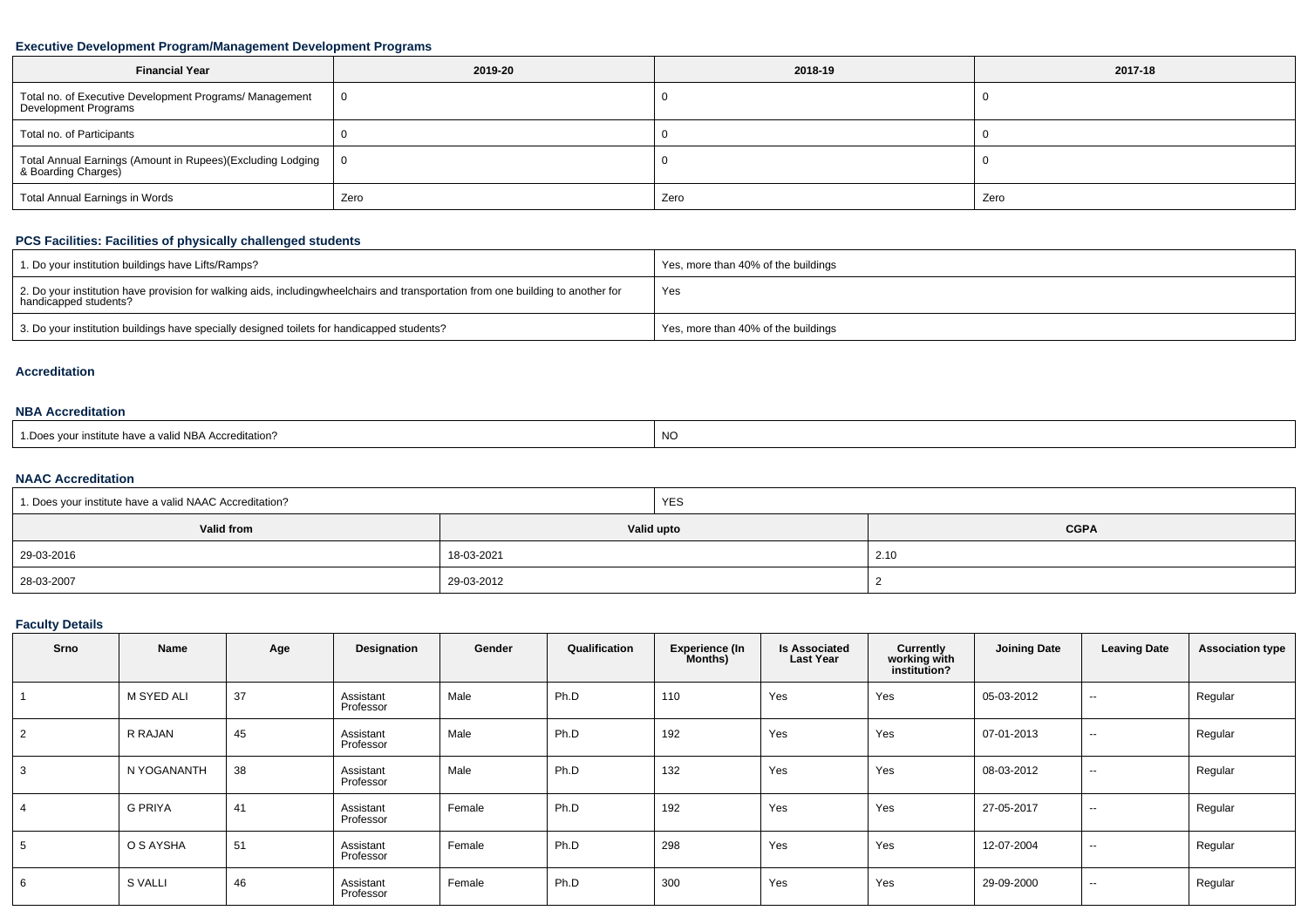### Executive Development Program/Management Development Programs

| Financial Year | 2019-20 | 2018-19 | 2017-18 |
|---|---|---|---|
| Total no. of Executive Development Programs/ Management Development Programs | 0 | 0 | 0 |
| Total no. of Participants | 0 | 0 | 0 |
| Total Annual Earnings (Amount in Rupees)(Excluding Lodging & Boarding Charges) | 0 | 0 | 0 |
| Total Annual Earnings in Words | Zero | Zero | Zero |

### PCS Facilities: Facilities of physically challenged students

| | |
|---|---|
| 1. Do your institution buildings have Lifts/Ramps? | Yes, more than 40% of the buildings |
| 2. Do your institution have provision for walking aids, includingwheelchairs and transportation from one building to another for handicapped students? | Yes |
| 3. Do your institution buildings have specially designed toilets for handicapped students? | Yes, more than 40% of the buildings |

### Accreditation

### NBA Accreditation

| | |
|---|---|
| 1.Does your institute have a valid NBA Accreditation? | NO |

### NAAC Accreditation

| 1. Does your institute have a valid NAAC Accreditation? | YES | |
|---|---|---|
| **Valid from** | **Valid upto** | **CGPA** |
| 29-03-2016 | 18-03-2021 | 2.10 |
| 28-03-2007 | 29-03-2012 | 2 |

### Faculty Details

| Srno | Name | Age | Designation | Gender | Qualification | Experience (In Months) | Is Associated Last Year | Currently working with institution? | Joining Date | Leaving Date | Association type |
|---|---|---|---|---|---|---|---|---|---|---|---|
| 1 | M SYED ALI | 37 | Assistant Professor | Male | Ph.D | 110 | Yes | Yes | 05-03-2012 | -- | Regular |
| 2 | R RAJAN | 45 | Assistant Professor | Male | Ph.D | 192 | Yes | Yes | 07-01-2013 | -- | Regular |
| 3 | N YOGANANTH | 38 | Assistant Professor | Male | Ph.D | 132 | Yes | Yes | 08-03-2012 | -- | Regular |
| 4 | G PRIYA | 41 | Assistant Professor | Female | Ph.D | 192 | Yes | Yes | 27-05-2017 | -- | Regular |
| 5 | O S AYSHA | 51 | Assistant Professor | Female | Ph.D | 298 | Yes | Yes | 12-07-2004 | -- | Regular |
| 6 | S VALLI | 46 | Assistant Professor | Female | Ph.D | 300 | Yes | Yes | 29-09-2000 | -- | Regular |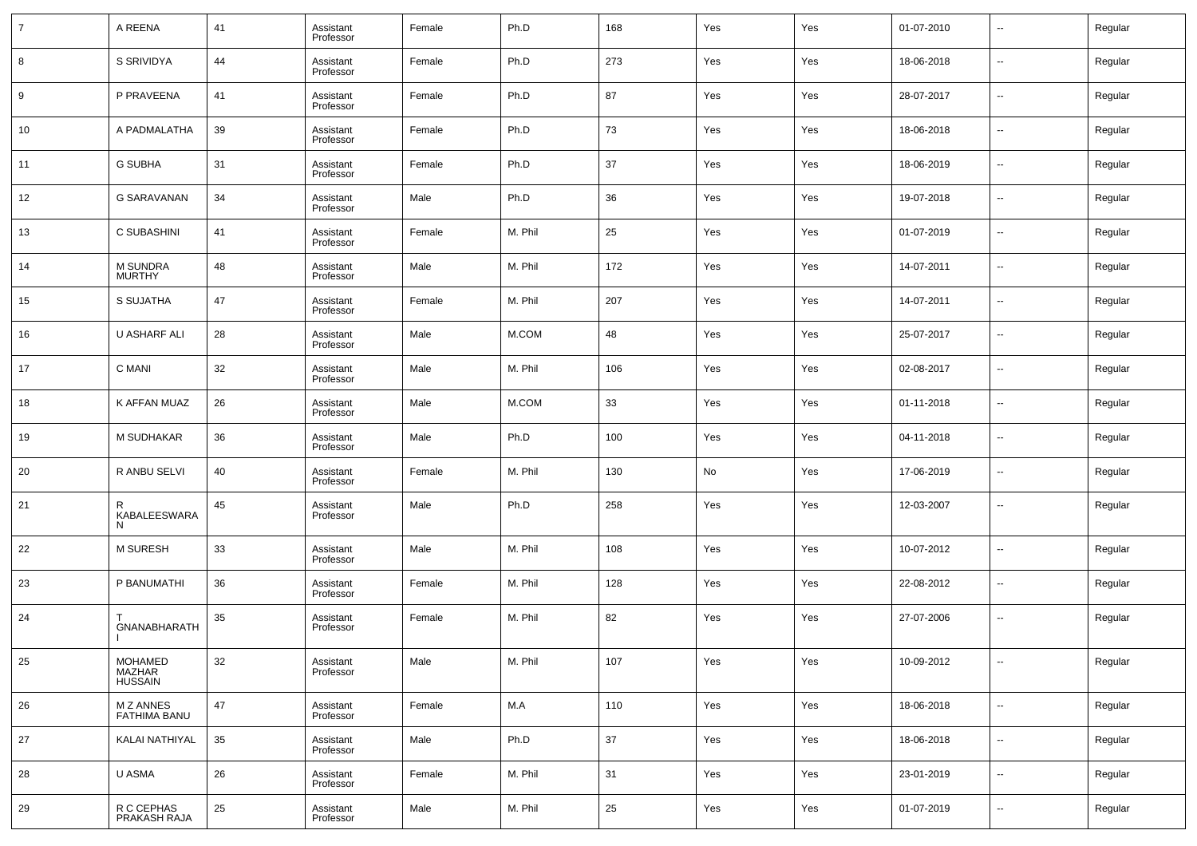| 7 | A REENA | 41 | Assistant Professor | Female | Ph.D | 168 | Yes | Yes | 01-07-2010 | -- | Regular |
|---|---|---|---|---|---|---|---|---|---|---|---|
| 8 | S SRIVIDYA | 44 | Assistant Professor | Female | Ph.D | 273 | Yes | Yes | 18-06-2018 | -- | Regular |
| 9 | P PRAVEENA | 41 | Assistant Professor | Female | Ph.D | 87 | Yes | Yes | 28-07-2017 | -- | Regular |
| 10 | A PADMALATHA | 39 | Assistant Professor | Female | Ph.D | 73 | Yes | Yes | 18-06-2018 | -- | Regular |
| 11 | G SUBHA | 31 | Assistant Professor | Female | Ph.D | 37 | Yes | Yes | 18-06-2019 | -- | Regular |
| 12 | G SARAVANAN | 34 | Assistant Professor | Male | Ph.D | 36 | Yes | Yes | 19-07-2018 | -- | Regular |
| 13 | C SUBASHINI | 41 | Assistant Professor | Female | M. Phil | 25 | Yes | Yes | 01-07-2019 | -- | Regular |
| 14 | M SUNDRA MURTHY | 48 | Assistant Professor | Male | M. Phil | 172 | Yes | Yes | 14-07-2011 | -- | Regular |
| 15 | S SUJATHA | 47 | Assistant Professor | Female | M. Phil | 207 | Yes | Yes | 14-07-2011 | -- | Regular |
| 16 | U ASHARF ALI | 28 | Assistant Professor | Male | M.COM | 48 | Yes | Yes | 25-07-2017 | -- | Regular |
| 17 | C MANI | 32 | Assistant Professor | Male | M. Phil | 106 | Yes | Yes | 02-08-2017 | -- | Regular |
| 18 | K AFFAN MUAZ | 26 | Assistant Professor | Male | M.COM | 33 | Yes | Yes | 01-11-2018 | -- | Regular |
| 19 | M SUDHAKAR | 36 | Assistant Professor | Male | Ph.D | 100 | Yes | Yes | 04-11-2018 | -- | Regular |
| 20 | R ANBU SELVI | 40 | Assistant Professor | Female | M. Phil | 130 | No | Yes | 17-06-2019 | -- | Regular |
| 21 | R KABALEESWARAN | 45 | Assistant Professor | Male | Ph.D | 258 | Yes | Yes | 12-03-2007 | -- | Regular |
| 22 | M SURESH | 33 | Assistant Professor | Male | M. Phil | 108 | Yes | Yes | 10-07-2012 | -- | Regular |
| 23 | P BANUMATHI | 36 | Assistant Professor | Female | M. Phil | 128 | Yes | Yes | 22-08-2012 | -- | Regular |
| 24 | T GNANABHARATHI | 35 | Assistant Professor | Female | M. Phil | 82 | Yes | Yes | 27-07-2006 | -- | Regular |
| 25 | MOHAMED MAZHAR HUSSAIN | 32 | Assistant Professor | Male | M. Phil | 107 | Yes | Yes | 10-09-2012 | -- | Regular |
| 26 | M Z ANNES FATHIMA BANU | 47 | Assistant Professor | Female | M.A | 110 | Yes | Yes | 18-06-2018 | -- | Regular |
| 27 | KALAI NATHIYAL | 35 | Assistant Professor | Male | Ph.D | 37 | Yes | Yes | 18-06-2018 | -- | Regular |
| 28 | U ASMA | 26 | Assistant Professor | Female | M. Phil | 31 | Yes | Yes | 23-01-2019 | -- | Regular |
| 29 | R C CEPHAS PRAKASH RAJA | 25 | Assistant Professor | Male | M. Phil | 25 | Yes | Yes | 01-07-2019 | -- | Regular |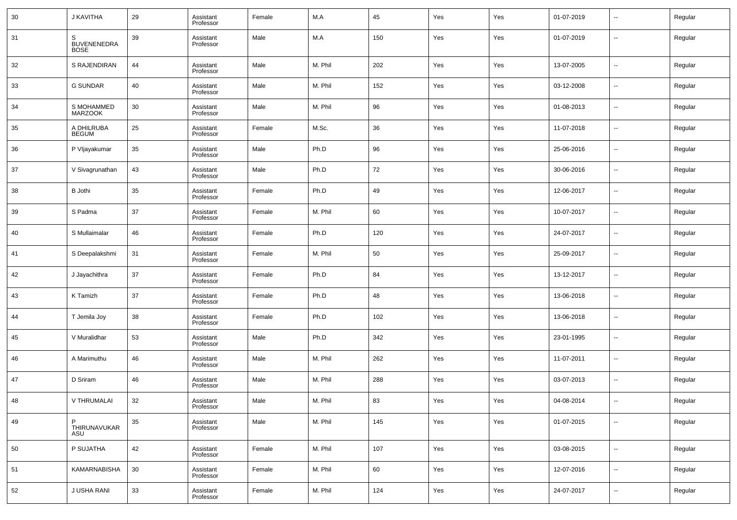| 30 | J KAVITHA | 29 | Assistant Professor | Female | M.A | 45 | Yes | Yes | 01-07-2019 | -- | Regular |
|---|---|---|---|---|---|---|---|---|---|---|---|
| 31 | S BUVENENEDRA BOSE | 39 | Assistant Professor | Male | M.A | 150 | Yes | Yes | 01-07-2019 | -- | Regular |
| 32 | S RAJENDIRAN | 44 | Assistant Professor | Male | M. Phil | 202 | Yes | Yes | 13-07-2005 | -- | Regular |
| 33 | G SUNDAR | 40 | Assistant Professor | Male | M. Phil | 152 | Yes | Yes | 03-12-2008 | -- | Regular |
| 34 | S MOHAMMED MARZOOK | 30 | Assistant Professor | Male | M. Phil | 96 | Yes | Yes | 01-08-2013 | -- | Regular |
| 35 | A DHILRUBA BEGUM | 25 | Assistant Professor | Female | M.Sc. | 36 | Yes | Yes | 11-07-2018 | -- | Regular |
| 36 | P VIjayakumar | 35 | Assistant Professor | Male | Ph.D | 96 | Yes | Yes | 25-06-2016 | -- | Regular |
| 37 | V Sivagrunathan | 43 | Assistant Professor | Male | Ph.D | 72 | Yes | Yes | 30-06-2016 | -- | Regular |
| 38 | B Jothi | 35 | Assistant Professor | Female | Ph.D | 49 | Yes | Yes | 12-06-2017 | -- | Regular |
| 39 | S Padma | 37 | Assistant Professor | Female | M. Phil | 60 | Yes | Yes | 10-07-2017 | -- | Regular |
| 40 | S Mullaimalar | 46 | Assistant Professor | Female | Ph.D | 120 | Yes | Yes | 24-07-2017 | -- | Regular |
| 41 | S Deepalakshmi | 31 | Assistant Professor | Female | M. Phil | 50 | Yes | Yes | 25-09-2017 | -- | Regular |
| 42 | J Jayachithra | 37 | Assistant Professor | Female | Ph.D | 84 | Yes | Yes | 13-12-2017 | -- | Regular |
| 43 | K Tamizh | 37 | Assistant Professor | Female | Ph.D | 48 | Yes | Yes | 13-06-2018 | -- | Regular |
| 44 | T Jemila Joy | 38 | Assistant Professor | Female | Ph.D | 102 | Yes | Yes | 13-06-2018 | -- | Regular |
| 45 | V Muralidhar | 53 | Assistant Professor | Male | Ph.D | 342 | Yes | Yes | 23-01-1995 | -- | Regular |
| 46 | A Marimuthu | 46 | Assistant Professor | Male | M. Phil | 262 | Yes | Yes | 11-07-2011 | -- | Regular |
| 47 | D Sriram | 46 | Assistant Professor | Male | M. Phil | 288 | Yes | Yes | 03-07-2013 | -- | Regular |
| 48 | V THRUMALAI | 32 | Assistant Professor | Male | M. Phil | 83 | Yes | Yes | 04-08-2014 | -- | Regular |
| 49 | P THIRUNAVUKARASU | 35 | Assistant Professor | Male | M. Phil | 145 | Yes | Yes | 01-07-2015 | -- | Regular |
| 50 | P SUJATHA | 42 | Assistant Professor | Female | M. Phil | 107 | Yes | Yes | 03-08-2015 | -- | Regular |
| 51 | KAMARNABISHA | 30 | Assistant Professor | Female | M. Phil | 60 | Yes | Yes | 12-07-2016 | -- | Regular |
| 52 | J USHA RANI | 33 | Assistant Professor | Female | M. Phil | 124 | Yes | Yes | 24-07-2017 | -- | Regular |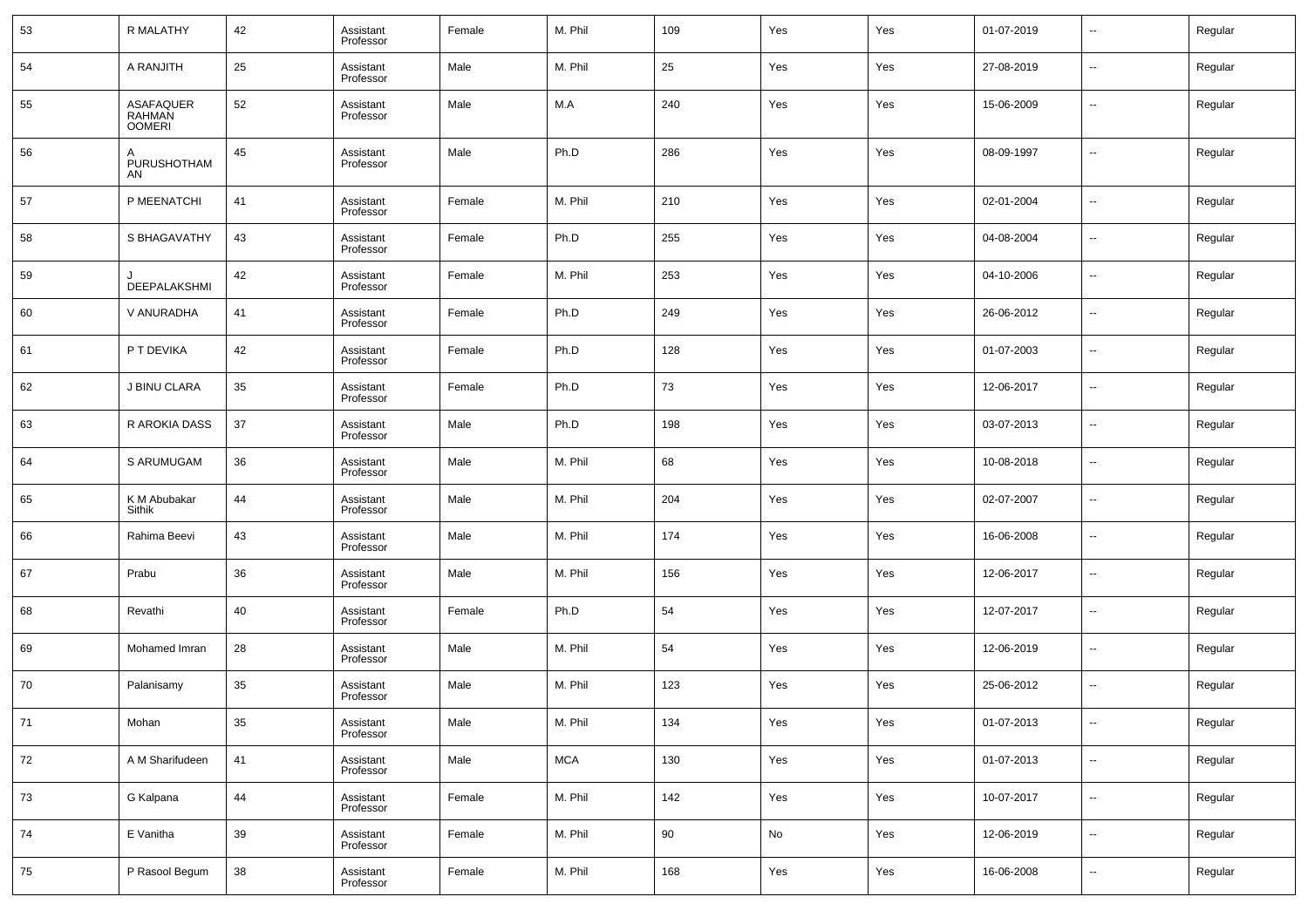| 53 | R MALATHY | 42 | Assistant Professor | Female | M. Phil | 109 | Yes | Yes | 01-07-2019 | -- | Regular |
|---|---|---|---|---|---|---|---|---|---|---|---|
| 54 | A RANJITH | 25 | Assistant Professor | Male | M. Phil | 25 | Yes | Yes | 27-08-2019 | -- | Regular |
| 55 | ASAFAQUER RAHMAN OOMERI | 52 | Assistant Professor | Male | M.A | 240 | Yes | Yes | 15-06-2009 | -- | Regular |
| 56 | A PURUSHOTHAMAN | 45 | Assistant Professor | Male | Ph.D | 286 | Yes | Yes | 08-09-1997 | -- | Regular |
| 57 | P MEENATCHI | 41 | Assistant Professor | Female | M. Phil | 210 | Yes | Yes | 02-01-2004 | -- | Regular |
| 58 | S BHAGAVATHY | 43 | Assistant Professor | Female | Ph.D | 255 | Yes | Yes | 04-08-2004 | -- | Regular |
| 59 | J DEEPALAKSHMI | 42 | Assistant Professor | Female | M. Phil | 253 | Yes | Yes | 04-10-2006 | -- | Regular |
| 60 | V ANURADHA | 41 | Assistant Professor | Female | Ph.D | 249 | Yes | Yes | 26-06-2012 | -- | Regular |
| 61 | P T DEVIKA | 42 | Assistant Professor | Female | Ph.D | 128 | Yes | Yes | 01-07-2003 | -- | Regular |
| 62 | J BINU CLARA | 35 | Assistant Professor | Female | Ph.D | 73 | Yes | Yes | 12-06-2017 | -- | Regular |
| 63 | R AROKIA DASS | 37 | Assistant Professor | Male | Ph.D | 198 | Yes | Yes | 03-07-2013 | -- | Regular |
| 64 | S ARUMUGAM | 36 | Assistant Professor | Male | M. Phil | 68 | Yes | Yes | 10-08-2018 | -- | Regular |
| 65 | K M Abubakar Sithik | 44 | Assistant Professor | Male | M. Phil | 204 | Yes | Yes | 02-07-2007 | -- | Regular |
| 66 | Rahima Beevi | 43 | Assistant Professor | Male | M. Phil | 174 | Yes | Yes | 16-06-2008 | -- | Regular |
| 67 | Prabu | 36 | Assistant Professor | Male | M. Phil | 156 | Yes | Yes | 12-06-2017 | -- | Regular |
| 68 | Revathi | 40 | Assistant Professor | Female | Ph.D | 54 | Yes | Yes | 12-07-2017 | -- | Regular |
| 69 | Mohamed Imran | 28 | Assistant Professor | Male | M. Phil | 54 | Yes | Yes | 12-06-2019 | -- | Regular |
| 70 | Palanisamy | 35 | Assistant Professor | Male | M. Phil | 123 | Yes | Yes | 25-06-2012 | -- | Regular |
| 71 | Mohan | 35 | Assistant Professor | Male | M. Phil | 134 | Yes | Yes | 01-07-2013 | -- | Regular |
| 72 | A M Sharifudeen | 41 | Assistant Professor | Male | MCA | 130 | Yes | Yes | 01-07-2013 | -- | Regular |
| 73 | G Kalpana | 44 | Assistant Professor | Female | M. Phil | 142 | Yes | Yes | 10-07-2017 | -- | Regular |
| 74 | E Vanitha | 39 | Assistant Professor | Female | M. Phil | 90 | No | Yes | 12-06-2019 | -- | Regular |
| 75 | P Rasool Begum | 38 | Assistant Professor | Female | M. Phil | 168 | Yes | Yes | 16-06-2008 | -- | Regular |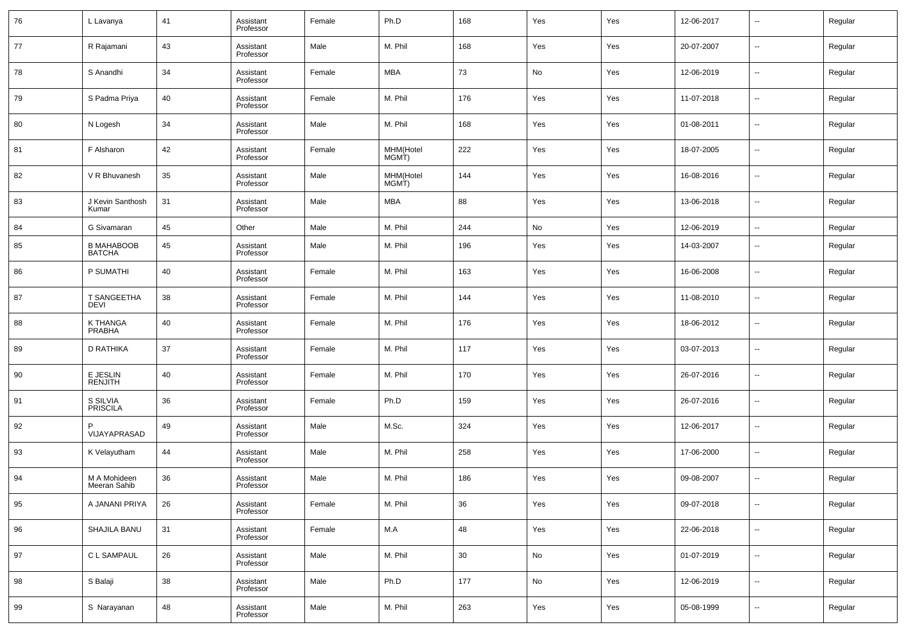| 76 | L Lavanya | 41 | Assistant Professor | Female | Ph.D | 168 | Yes | Yes | 12-06-2017 | -- | Regular |
|---|---|---|---|---|---|---|---|---|---|---|---|
| 77 | R Rajamani | 43 | Assistant Professor | Male | M. Phil | 168 | Yes | Yes | 20-07-2007 | -- | Regular |
| 78 | S Anandhi | 34 | Assistant Professor | Female | MBA | 73 | No | Yes | 12-06-2019 | -- | Regular |
| 79 | S Padma Priya | 40 | Assistant Professor | Female | M. Phil | 176 | Yes | Yes | 11-07-2018 | -- | Regular |
| 80 | N Logesh | 34 | Assistant Professor | Male | M. Phil | 168 | Yes | Yes | 01-08-2011 | -- | Regular |
| 81 | F Alsharon | 42 | Assistant Professor | Female | MHM(Hotel MGMT) | 222 | Yes | Yes | 18-07-2005 | -- | Regular |
| 82 | V R Bhuvanesh | 35 | Assistant Professor | Male | MHM(Hotel MGMT) | 144 | Yes | Yes | 16-08-2016 | -- | Regular |
| 83 | J Kevin Santhosh Kumar | 31 | Assistant Professor | Male | MBA | 88 | Yes | Yes | 13-06-2018 | -- | Regular |
| 84 | G Sivamaran | 45 | Other | Male | M. Phil | 244 | No | Yes | 12-06-2019 | -- | Regular |
| 85 | B MAHABOOB BATCHA | 45 | Assistant Professor | Male | M. Phil | 196 | Yes | Yes | 14-03-2007 | -- | Regular |
| 86 | P SUMATHI | 40 | Assistant Professor | Female | M. Phil | 163 | Yes | Yes | 16-06-2008 | -- | Regular |
| 87 | T SANGEETHA DEVI | 38 | Assistant Professor | Female | M. Phil | 144 | Yes | Yes | 11-08-2010 | -- | Regular |
| 88 | K THANGA PRABHA | 40 | Assistant Professor | Female | M. Phil | 176 | Yes | Yes | 18-06-2012 | -- | Regular |
| 89 | D RATHIKA | 37 | Assistant Professor | Female | M. Phil | 117 | Yes | Yes | 03-07-2013 | -- | Regular |
| 90 | E JESLIN RENJITH | 40 | Assistant Professor | Female | M. Phil | 170 | Yes | Yes | 26-07-2016 | -- | Regular |
| 91 | S SILVIA PRISCILA | 36 | Assistant Professor | Female | Ph.D | 159 | Yes | Yes | 26-07-2016 | -- | Regular |
| 92 | P VIJAYAPRASAD | 49 | Assistant Professor | Male | M.Sc. | 324 | Yes | Yes | 12-06-2017 | -- | Regular |
| 93 | K Velayutham | 44 | Assistant Professor | Male | M. Phil | 258 | Yes | Yes | 17-06-2000 | -- | Regular |
| 94 | M A Mohideen Meeran Sahib | 36 | Assistant Professor | Male | M. Phil | 186 | Yes | Yes | 09-08-2007 | -- | Regular |
| 95 | A JANANI PRIYA | 26 | Assistant Professor | Female | M. Phil | 36 | Yes | Yes | 09-07-2018 | -- | Regular |
| 96 | SHAJILA BANU | 31 | Assistant Professor | Female | M.A | 48 | Yes | Yes | 22-06-2018 | -- | Regular |
| 97 | C L SAMPAUL | 26 | Assistant Professor | Male | M. Phil | 30 | No | Yes | 01-07-2019 | -- | Regular |
| 98 | S Balaji | 38 | Assistant Professor | Male | Ph.D | 177 | No | Yes | 12-06-2019 | -- | Regular |
| 99 | S Narayanan | 48 | Assistant Professor | Male | M. Phil | 263 | Yes | Yes | 05-08-1999 | -- | Regular |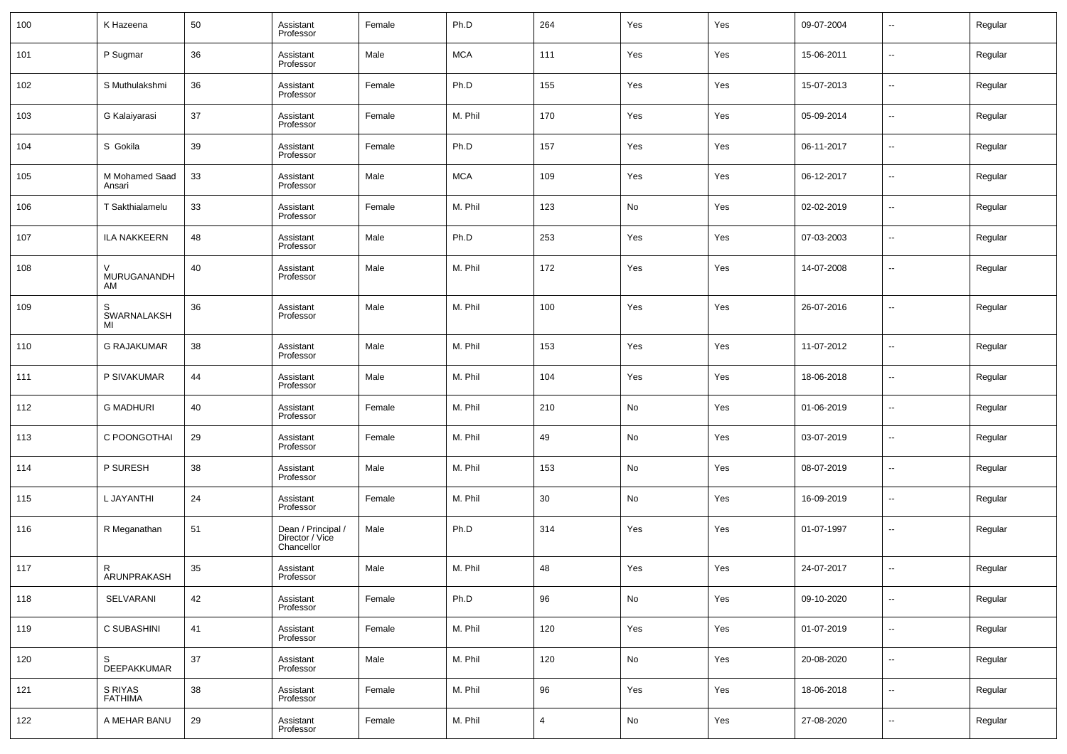| | | | | | | | | | | | |
|---|---|---|---|---|---|---|---|---|---|---|---|
| 100 | K Hazeena | 50 | Assistant Professor | Female | Ph.D | 264 | Yes | Yes | 09-07-2004 | -- | Regular |
| 101 | P Sugmar | 36 | Assistant Professor | Male | MCA | 111 | Yes | Yes | 15-06-2011 | -- | Regular |
| 102 | S Muthulakshmi | 36 | Assistant Professor | Female | Ph.D | 155 | Yes | Yes | 15-07-2013 | -- | Regular |
| 103 | G Kalaiyarasi | 37 | Assistant Professor | Female | M. Phil | 170 | Yes | Yes | 05-09-2014 | -- | Regular |
| 104 | S Gokila | 39 | Assistant Professor | Female | Ph.D | 157 | Yes | Yes | 06-11-2017 | -- | Regular |
| 105 | M Mohamed Saad Ansari | 33 | Assistant Professor | Male | MCA | 109 | Yes | Yes | 06-12-2017 | -- | Regular |
| 106 | T Sakthialamelu | 33 | Assistant Professor | Female | M. Phil | 123 | No | Yes | 02-02-2019 | -- | Regular |
| 107 | ILA NAKKEERN | 48 | Assistant Professor | Male | Ph.D | 253 | Yes | Yes | 07-03-2003 | -- | Regular |
| 108 | V MURUGANANDHAM | 40 | Assistant Professor | Male | M. Phil | 172 | Yes | Yes | 14-07-2008 | -- | Regular |
| 109 | S SWARNALAKSHMI | 36 | Assistant Professor | Male | M. Phil | 100 | Yes | Yes | 26-07-2016 | -- | Regular |
| 110 | G RAJAKUMAR | 38 | Assistant Professor | Male | M. Phil | 153 | Yes | Yes | 11-07-2012 | -- | Regular |
| 111 | P SIVAKUMAR | 44 | Assistant Professor | Male | M. Phil | 104 | Yes | Yes | 18-06-2018 | -- | Regular |
| 112 | G MADHURI | 40 | Assistant Professor | Female | M. Phil | 210 | No | Yes | 01-06-2019 | -- | Regular |
| 113 | C POONGOTHAI | 29 | Assistant Professor | Female | M. Phil | 49 | No | Yes | 03-07-2019 | -- | Regular |
| 114 | P SURESH | 38 | Assistant Professor | Male | M. Phil | 153 | No | Yes | 08-07-2019 | -- | Regular |
| 115 | L JAYANTHI | 24 | Assistant Professor | Female | M. Phil | 30 | No | Yes | 16-09-2019 | -- | Regular |
| 116 | R Meganathan | 51 | Dean / Principal / Director / Vice Chancellor | Male | Ph.D | 314 | Yes | Yes | 01-07-1997 | -- | Regular |
| 117 | R ARUNPRAKASH | 35 | Assistant Professor | Male | M. Phil | 48 | Yes | Yes | 24-07-2017 | -- | Regular |
| 118 | SELVARANI | 42 | Assistant Professor | Female | Ph.D | 96 | No | Yes | 09-10-2020 | -- | Regular |
| 119 | C SUBASHINI | 41 | Assistant Professor | Female | M. Phil | 120 | Yes | Yes | 01-07-2019 | -- | Regular |
| 120 | S DEEPAKKUMAR | 37 | Assistant Professor | Male | M. Phil | 120 | No | Yes | 20-08-2020 | -- | Regular |
| 121 | S RIYAS FATHIMA | 38 | Assistant Professor | Female | M. Phil | 96 | Yes | Yes | 18-06-2018 | -- | Regular |
| 122 | A MEHAR BANU | 29 | Assistant Professor | Female | M. Phil | 4 | No | Yes | 27-08-2020 | -- | Regular |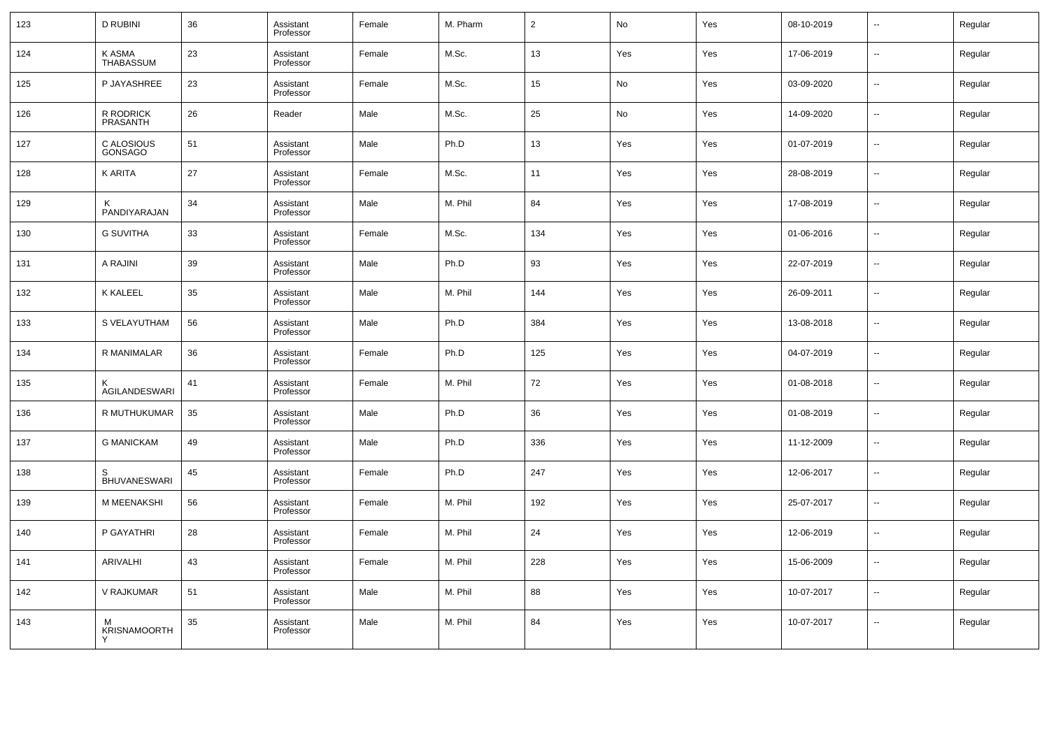| | | | | | | | | | | | |
|---|---|---|---|---|---|---|---|---|---|---|---|
| 123 | D RUBINI | 36 | Assistant Professor | Female | M. Pharm | 2 | No | Yes | 08-10-2019 | -- | Regular |
| 124 | K ASMA THABASSUM | 23 | Assistant Professor | Female | M.Sc. | 13 | Yes | Yes | 17-06-2019 | -- | Regular |
| 125 | P JAYASHREE | 23 | Assistant Professor | Female | M.Sc. | 15 | No | Yes | 03-09-2020 | -- | Regular |
| 126 | R RODRICK PRASANTH | 26 | Reader | Male | M.Sc. | 25 | No | Yes | 14-09-2020 | -- | Regular |
| 127 | C ALOSIOUS GONSAGO | 51 | Assistant Professor | Male | Ph.D | 13 | Yes | Yes | 01-07-2019 | -- | Regular |
| 128 | K ARITA | 27 | Assistant Professor | Female | M.Sc. | 11 | Yes | Yes | 28-08-2019 | -- | Regular |
| 129 | K PANDIYARAJAN | 34 | Assistant Professor | Male | M. Phil | 84 | Yes | Yes | 17-08-2019 | -- | Regular |
| 130 | G SUVITHA | 33 | Assistant Professor | Female | M.Sc. | 134 | Yes | Yes | 01-06-2016 | -- | Regular |
| 131 | A RAJINI | 39 | Assistant Professor | Male | Ph.D | 93 | Yes | Yes | 22-07-2019 | -- | Regular |
| 132 | K KALEEL | 35 | Assistant Professor | Male | M. Phil | 144 | Yes | Yes | 26-09-2011 | -- | Regular |
| 133 | S VELAYUTHAM | 56 | Assistant Professor | Male | Ph.D | 384 | Yes | Yes | 13-08-2018 | -- | Regular |
| 134 | R MANIMALAR | 36 | Assistant Professor | Female | Ph.D | 125 | Yes | Yes | 04-07-2019 | -- | Regular |
| 135 | K AGILANDESWARI | 41 | Assistant Professor | Female | M. Phil | 72 | Yes | Yes | 01-08-2018 | -- | Regular |
| 136 | R MUTHUKUMAR | 35 | Assistant Professor | Male | Ph.D | 36 | Yes | Yes | 01-08-2019 | -- | Regular |
| 137 | G MANICKAM | 49 | Assistant Professor | Male | Ph.D | 336 | Yes | Yes | 11-12-2009 | -- | Regular |
| 138 | S BHUVANESWARI | 45 | Assistant Professor | Female | Ph.D | 247 | Yes | Yes | 12-06-2017 | -- | Regular |
| 139 | M MEENAKSHI | 56 | Assistant Professor | Female | M. Phil | 192 | Yes | Yes | 25-07-2017 | -- | Regular |
| 140 | P GAYATHRI | 28 | Assistant Professor | Female | M. Phil | 24 | Yes | Yes | 12-06-2019 | -- | Regular |
| 141 | ARIVALHI | 43 | Assistant Professor | Female | M. Phil | 228 | Yes | Yes | 15-06-2009 | -- | Regular |
| 142 | V RAJKUMAR | 51 | Assistant Professor | Male | M. Phil | 88 | Yes | Yes | 10-07-2017 | -- | Regular |
| 143 | M KRISNAMOORTHY | 35 | Assistant Professor | Male | M. Phil | 84 | Yes | Yes | 10-07-2017 | -- | Regular |